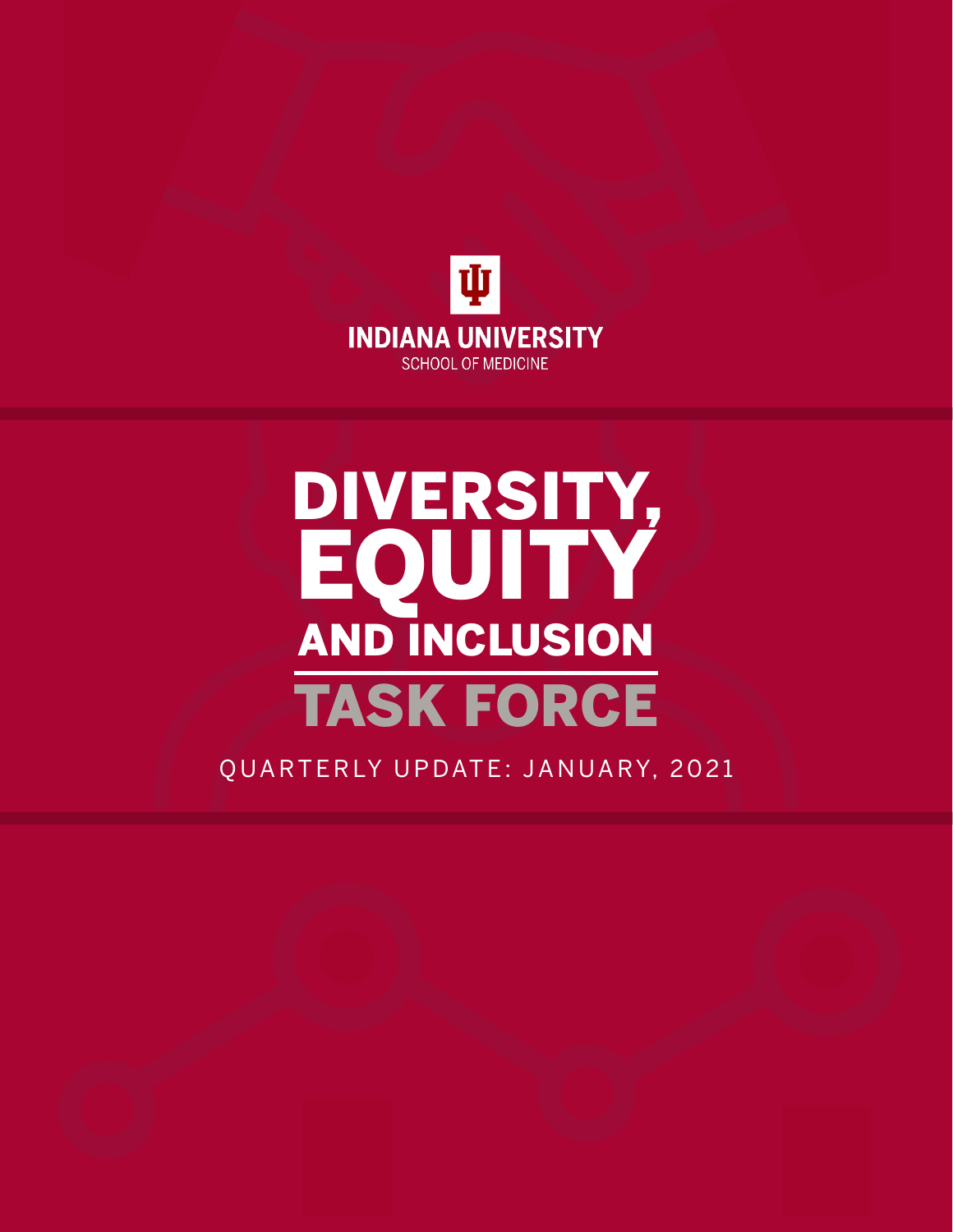INDIANA UNIVERSITY

SCHOOL OF MEDICINE

# DIVERSITY, EQUITY AND INCLUSION TASK FORCE

QUARTERLY UPDATE: JANUARY, 2021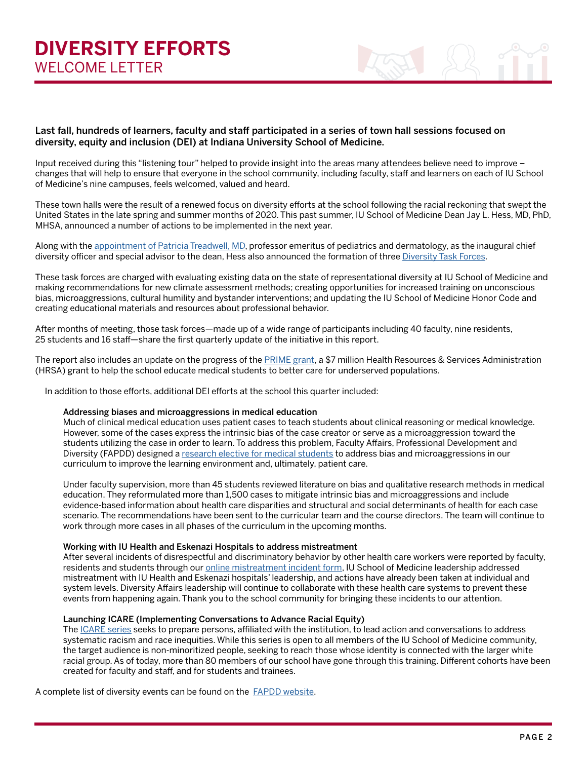# DIVERSITY EFFORTS

## WELCOME LETTER

**Last fall, hundreds of learners, faculty and staff participated in a series of town hall sessions focused on diversity, equity and inclusion (DEI) at Indiana University School of Medicine.**

Input received during this "listening tour" helped to provide insight into the areas many attendees believe need to improve – changes that will help to ensure that everyone in the school community, including faculty, staff and learners on each of IU School of Medicine's nine campuses, feels welcomed, valued and heard.

These town halls were the result of a renewed focus on diversity efforts at the school following the racial reckoning that swept the United States in the late spring and summer months of 2020. This past summer, IU School of Medicine Dean Jay L. Hess, MD, PhD, MHSA, announced a number of actions to be implemented in the next year.

Along with the appointment of Patricia Treadwell, MD, professor emeritus of pediatrics and dermatology, as the inaugural chief diversity officer and special advisor to the dean, Hess also announced the formation of three Diversity Task Forces.

These task forces are charged with evaluating existing data on the state of representational diversity at IU School of Medicine and making recommendations for new climate assessment methods; creating opportunities for increased training on unconscious bias, microaggressions, cultural humility and bystander interventions; and updating the IU School of Medicine Honor Code and creating educational materials and resources about professional behavior.

After months of meeting, those task forces—made up of a wide range of participants including 40 faculty, nine residents, 25 students and 16 staff—share the first quarterly update of the initiative in this report.

The report also includes an update on the progress of the PRIME grant, a $7 million Health Resources & Services Administration (HRSA) grant to help the school educate medical students to better care for underserved populations.

In addition to those efforts, additional DEI efforts at the school this quarter included:

**Addressing biases and microaggressions in medical education**
Much of clinical medical education uses patient cases to teach students about clinical reasoning or medical knowledge. However, some of the cases express the intrinsic bias of the case creator or serve as a microaggression toward the students utilizing the case in order to learn. To address this problem, Faculty Affairs, Professional Development and Diversity (FAPDD) designed a research elective for medical students to address bias and microaggressions in our curriculum to improve the learning environment and, ultimately, patient care.

Under faculty supervision, more than 45 students reviewed literature on bias and qualitative research methods in medical education. They reformulated more than 1,500 cases to mitigate intrinsic bias and microaggressions and include evidence-based information about health care disparities and structural and social determinants of health for each case scenario. The recommendations have been sent to the curricular team and the course directors. The team will continue to work through more cases in all phases of the curriculum in the upcoming months.

**Working with IU Health and Eskenazi Hospitals to address mistreatment**
After several incidents of disrespectful and discriminatory behavior by other health care workers were reported by faculty, residents and students through our online mistreatment incident form, IU School of Medicine leadership addressed mistreatment with IU Health and Eskenazi hospitals' leadership, and actions have already been taken at individual and system levels. Diversity Affairs leadership will continue to collaborate with these health care systems to prevent these events from happening again. Thank you to the school community for bringing these incidents to our attention.

**Launching ICARE (Implementing Conversations to Advance Racial Equity)**
The ICARE series seeks to prepare persons, affiliated with the institution, to lead action and conversations to address systematic racism and race inequities. While this series is open to all members of the IU School of Medicine community, the target audience is non-minoritized people, seeking to reach those whose identity is connected with the larger white racial group. As of today, more than 80 members of our school have gone through this training. Different cohorts have been created for faculty and staff, and for students and trainees.

A complete list of diversity events can be found on the FAPDD website.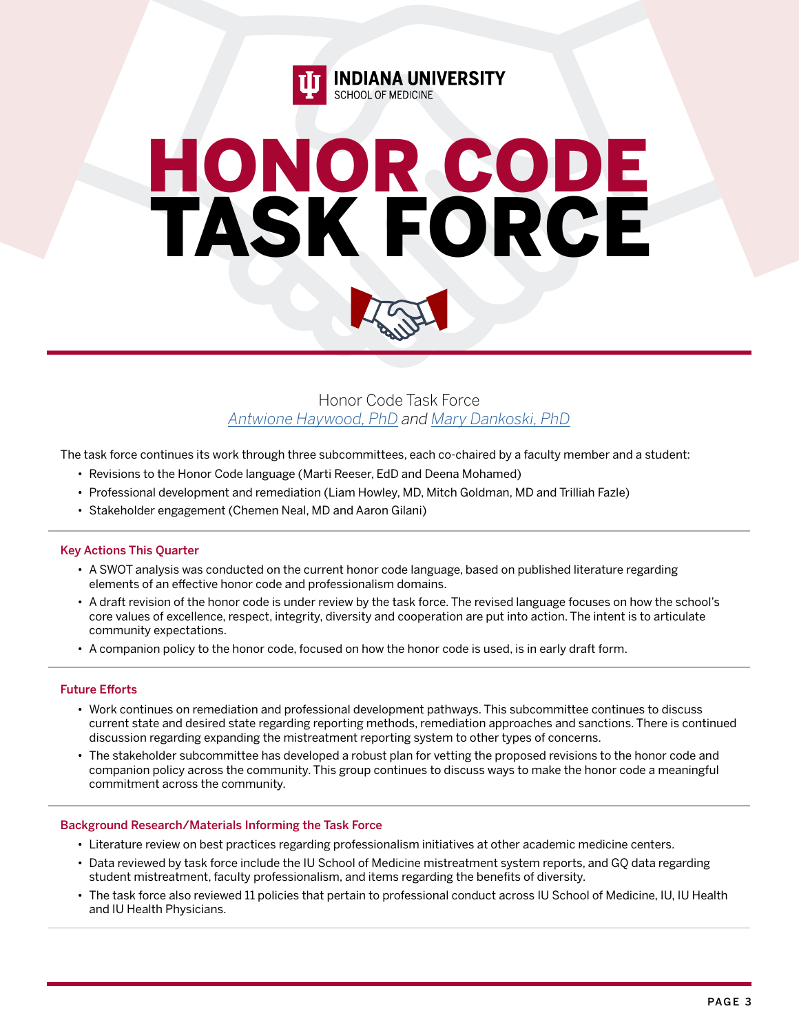INDIANA UNIVERSITY
SCHOOL OF MEDICINE

# HONOR CODE TASK FORCE

Honor Code Task Force
*Antwione Haywood, PhD* and *Mary Dankoski, PhD*

The task force continues its work through three subcommittees, each co-chaired by a faculty member and a student:

- Revisions to the Honor Code language (Marti Reeser, EdD and Deena Mohamed)
- Professional development and remediation (Liam Howley, MD, Mitch Goldman, MD and Trilliah Fazle)
- Stakeholder engagement (Chemen Neal, MD and Aaron Gilani)

## Key Actions This Quarter

- A SWOT analysis was conducted on the current honor code language, based on published literature regarding elements of an effective honor code and professionalism domains.
- A draft revision of the honor code is under review by the task force. The revised language focuses on how the school's core values of excellence, respect, integrity, diversity and cooperation are put into action. The intent is to articulate community expectations.
- A companion policy to the honor code, focused on how the honor code is used, is in early draft form.

## Future Efforts

- Work continues on remediation and professional development pathways. This subcommittee continues to discuss current state and desired state regarding reporting methods, remediation approaches and sanctions. There is continued discussion regarding expanding the mistreatment reporting system to other types of concerns.
- The stakeholder subcommittee has developed a robust plan for vetting the proposed revisions to the honor code and companion policy across the community. This group continues to discuss ways to make the honor code a meaningful commitment across the community.

## Background Research/Materials Informing the Task Force

- Literature review on best practices regarding professionalism initiatives at other academic medicine centers.
- Data reviewed by task force include the IU School of Medicine mistreatment system reports, and GQ data regarding student mistreatment, faculty professionalism, and items regarding the benefits of diversity.
- The task force also reviewed 11 policies that pertain to professional conduct across IU School of Medicine, IU, IU Health and IU Health Physicians.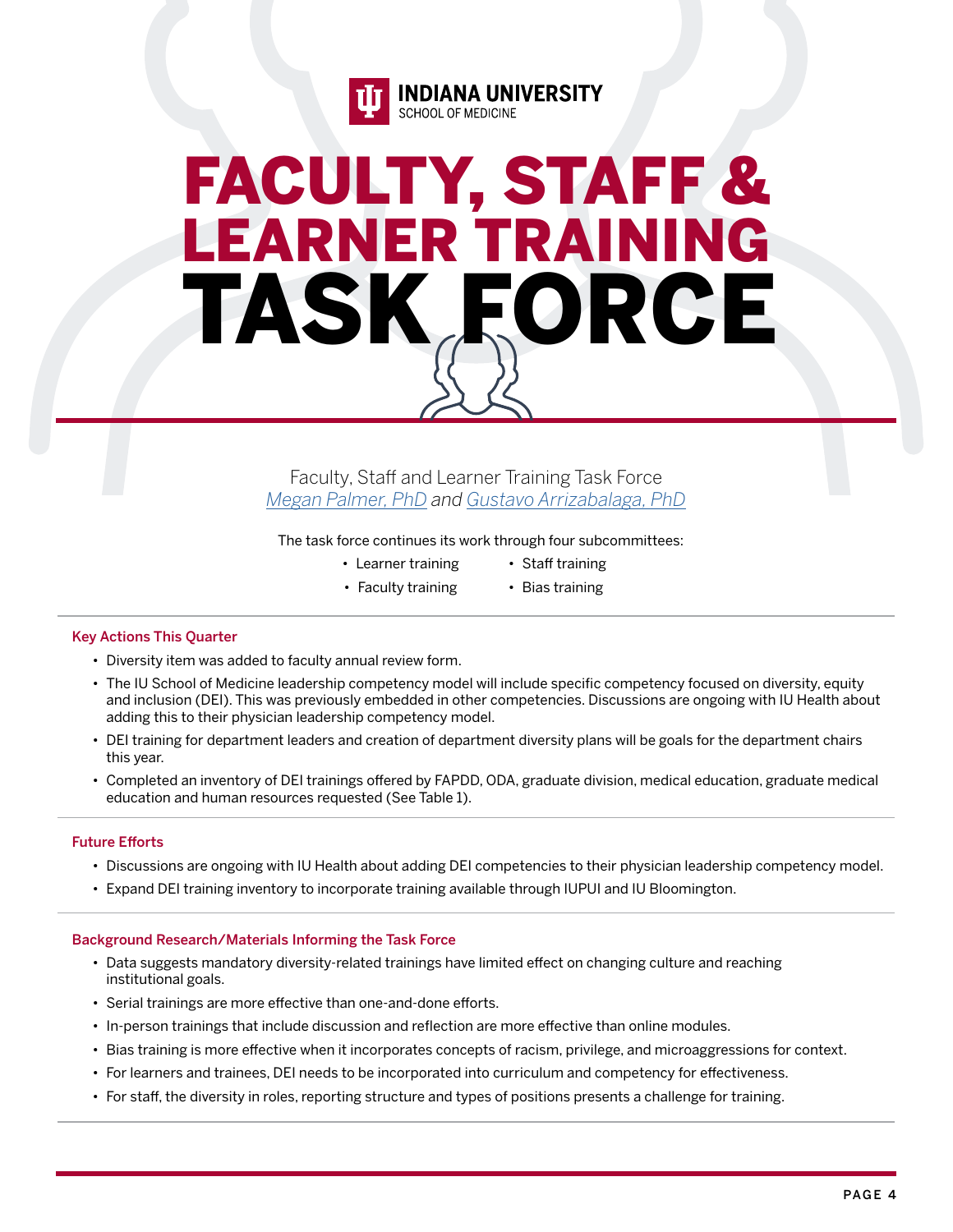INDIANA UNIVERSITY
SCHOOL OF MEDICINE

# FACULTY, STAFF & LEARNER TRAINING TASK FORCE

Faculty, Staff and Learner Training Task Force
*Megan Palmer, PhD and Gustavo Arrizabalaga, PhD*

The task force continues its work through four subcommittees:

- Learner training
- Faculty training
- Staff training
- Bias training

### Key Actions This Quarter

- Diversity item was added to faculty annual review form.
- The IU School of Medicine leadership competency model will include specific competency focused on diversity, equity and inclusion (DEI). This was previously embedded in other competencies. Discussions are ongoing with IU Health about adding this to their physician leadership competency model.
- DEI training for department leaders and creation of department diversity plans will be goals for the department chairs this year.
- Completed an inventory of DEI trainings offered by FAPDD, ODA, graduate division, medical education, graduate medical education and human resources requested (See Table 1).

### Future Efforts

- Discussions are ongoing with IU Health about adding DEI competencies to their physician leadership competency model.
- Expand DEI training inventory to incorporate training available through IUPUI and IU Bloomington.

### Background Research/Materials Informing the Task Force

- Data suggests mandatory diversity-related trainings have limited effect on changing culture and reaching institutional goals.
- Serial trainings are more effective than one-and-done efforts.
- In-person trainings that include discussion and reflection are more effective than online modules.
- Bias training is more effective when it incorporates concepts of racism, privilege, and microaggressions for context.
- For learners and trainees, DEI needs to be incorporated into curriculum and competency for effectiveness.
- For staff, the diversity in roles, reporting structure and types of positions presents a challenge for training.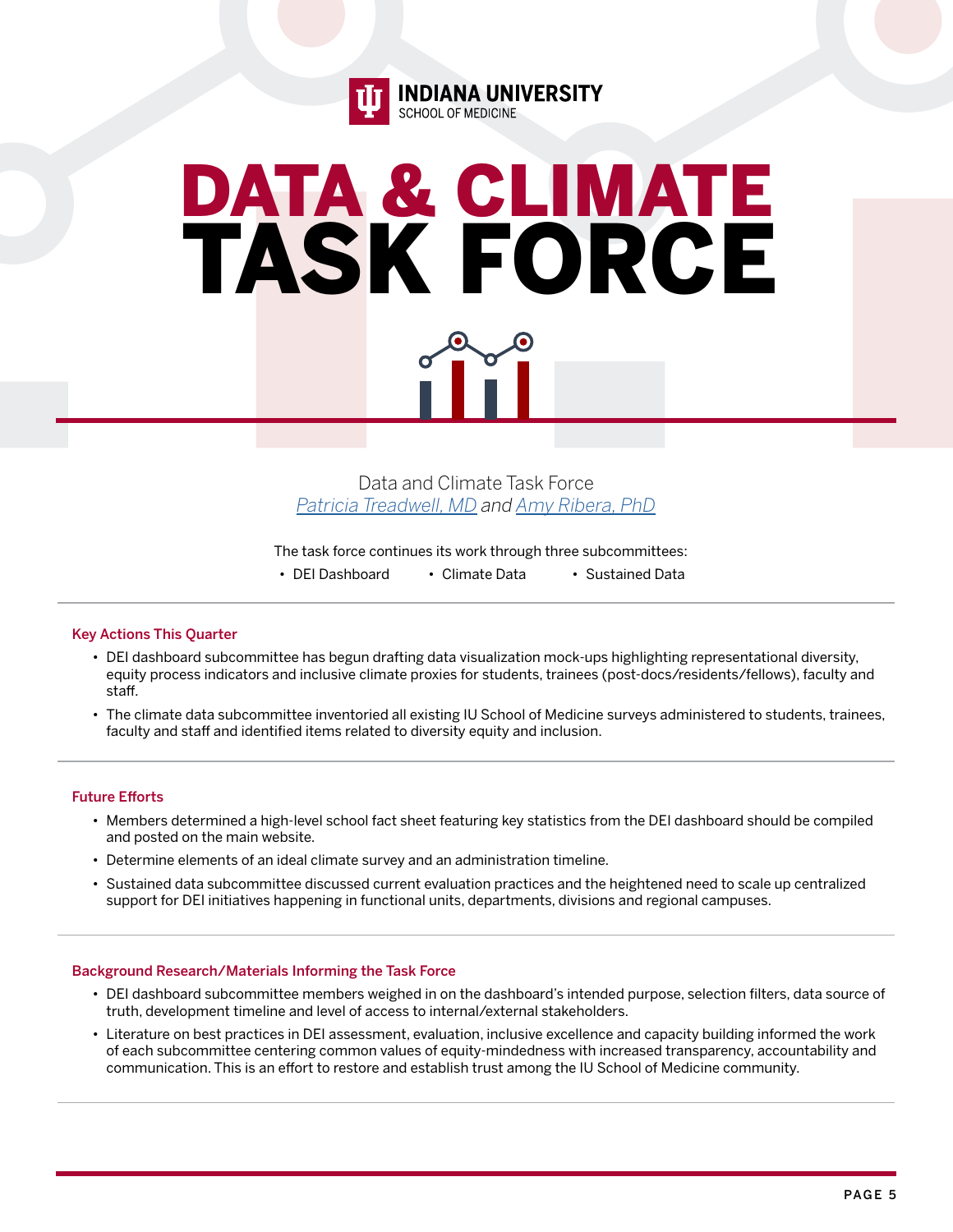INDIANA UNIVERSITY
SCHOOL OF MEDICINE

# DATA & CLIMATE TASK FORCE

Data and Climate Task Force
*Patricia Treadwell, MD* and *Amy Ribera, PhD*

The task force continues its work through three subcommittees:

- DEI Dashboard
- Climate Data
- Sustained Data

## Key Actions This Quarter

- DEI dashboard subcommittee has begun drafting data visualization mock-ups highlighting representational diversity, equity process indicators and inclusive climate proxies for students, trainees (post-docs/residents/fellows), faculty and staff.
- The climate data subcommittee inventoried all existing IU School of Medicine surveys administered to students, trainees, faculty and staff and identified items related to diversity equity and inclusion.

## Future Efforts

- Members determined a high-level school fact sheet featuring key statistics from the DEI dashboard should be compiled and posted on the main website.
- Determine elements of an ideal climate survey and an administration timeline.
- Sustained data subcommittee discussed current evaluation practices and the heightened need to scale up centralized support for DEI initiatives happening in functional units, departments, divisions and regional campuses.

## Background Research/Materials Informing the Task Force

- DEI dashboard subcommittee members weighed in on the dashboard's intended purpose, selection filters, data source of truth, development timeline and level of access to internal/external stakeholders.
- Literature on best practices in DEI assessment, evaluation, inclusive excellence and capacity building informed the work of each subcommittee centering common values of equity-mindedness with increased transparency, accountability and communication. This is an effort to restore and establish trust among the IU School of Medicine community.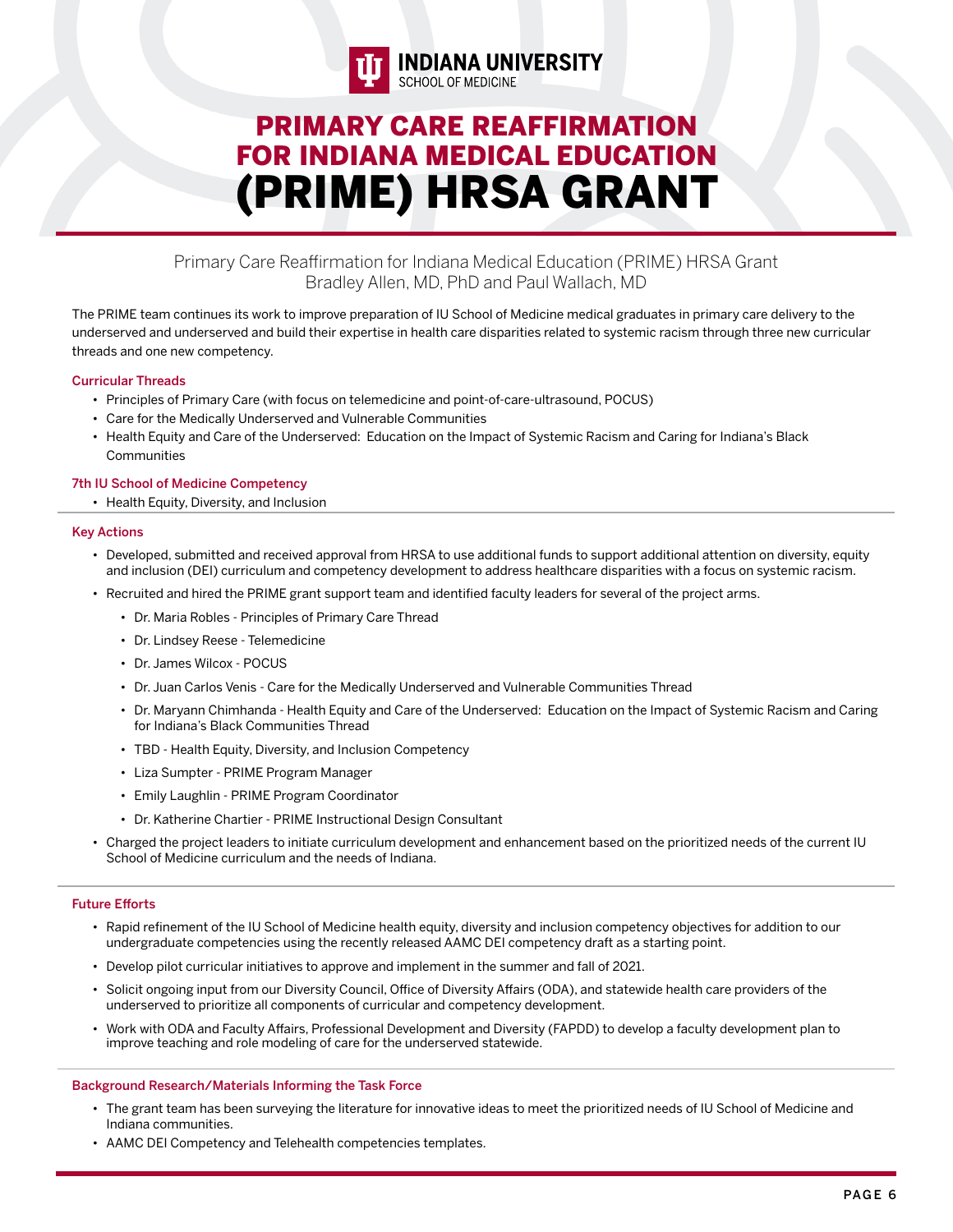# PRIMARY CARE REAFFIRMATION FOR INDIANA MEDICAL EDUCATION (PRIME) HRSA GRANT

Primary Care Reaffirmation for Indiana Medical Education (PRIME) HRSA Grant
Bradley Allen, MD, PhD and Paul Wallach, MD

The PRIME team continues its work to improve preparation of IU School of Medicine medical graduates in primary care delivery to the underserved and underserved and build their expertise in health care disparities related to systemic racism through three new curricular threads and one new competency.

### Curricular Threads

- Principles of Primary Care (with focus on telemedicine and point-of-care-ultrasound, POCUS)
- Care for the Medically Underserved and Vulnerable Communities
- Health Equity and Care of the Underserved: Education on the Impact of Systemic Racism and Caring for Indiana's Black Communities

### 7th IU School of Medicine Competency

- Health Equity, Diversity, and Inclusion

### Key Actions

- Developed, submitted and received approval from HRSA to use additional funds to support additional attention on diversity, equity and inclusion (DEI) curriculum and competency development to address healthcare disparities with a focus on systemic racism.
- Recruited and hired the PRIME grant support team and identified faculty leaders for several of the project arms.
  - Dr. Maria Robles - Principles of Primary Care Thread
  - Dr. Lindsey Reese - Telemedicine
  - Dr. James Wilcox - POCUS
  - Dr. Juan Carlos Venis - Care for the Medically Underserved and Vulnerable Communities Thread
  - Dr. Maryann Chimhanda - Health Equity and Care of the Underserved: Education on the Impact of Systemic Racism and Caring for Indiana's Black Communities Thread
  - TBD - Health Equity, Diversity, and Inclusion Competency
  - Liza Sumpter - PRIME Program Manager
  - Emily Laughlin - PRIME Program Coordinator
  - Dr. Katherine Chartier - PRIME Instructional Design Consultant
- Charged the project leaders to initiate curriculum development and enhancement based on the prioritized needs of the current IU School of Medicine curriculum and the needs of Indiana.

### Future Efforts

- Rapid refinement of the IU School of Medicine health equity, diversity and inclusion competency objectives for addition to our undergraduate competencies using the recently released AAMC DEI competency draft as a starting point.
- Develop pilot curricular initiatives to approve and implement in the summer and fall of 2021.
- Solicit ongoing input from our Diversity Council, Office of Diversity Affairs (ODA), and statewide health care providers of the underserved to prioritize all components of curricular and competency development.
- Work with ODA and Faculty Affairs, Professional Development and Diversity (FAPDD) to develop a faculty development plan to improve teaching and role modeling of care for the underserved statewide.

### Background Research/Materials Informing the Task Force

- The grant team has been surveying the literature for innovative ideas to meet the prioritized needs of IU School of Medicine and Indiana communities.
- AAMC DEI Competency and Telehealth competencies templates.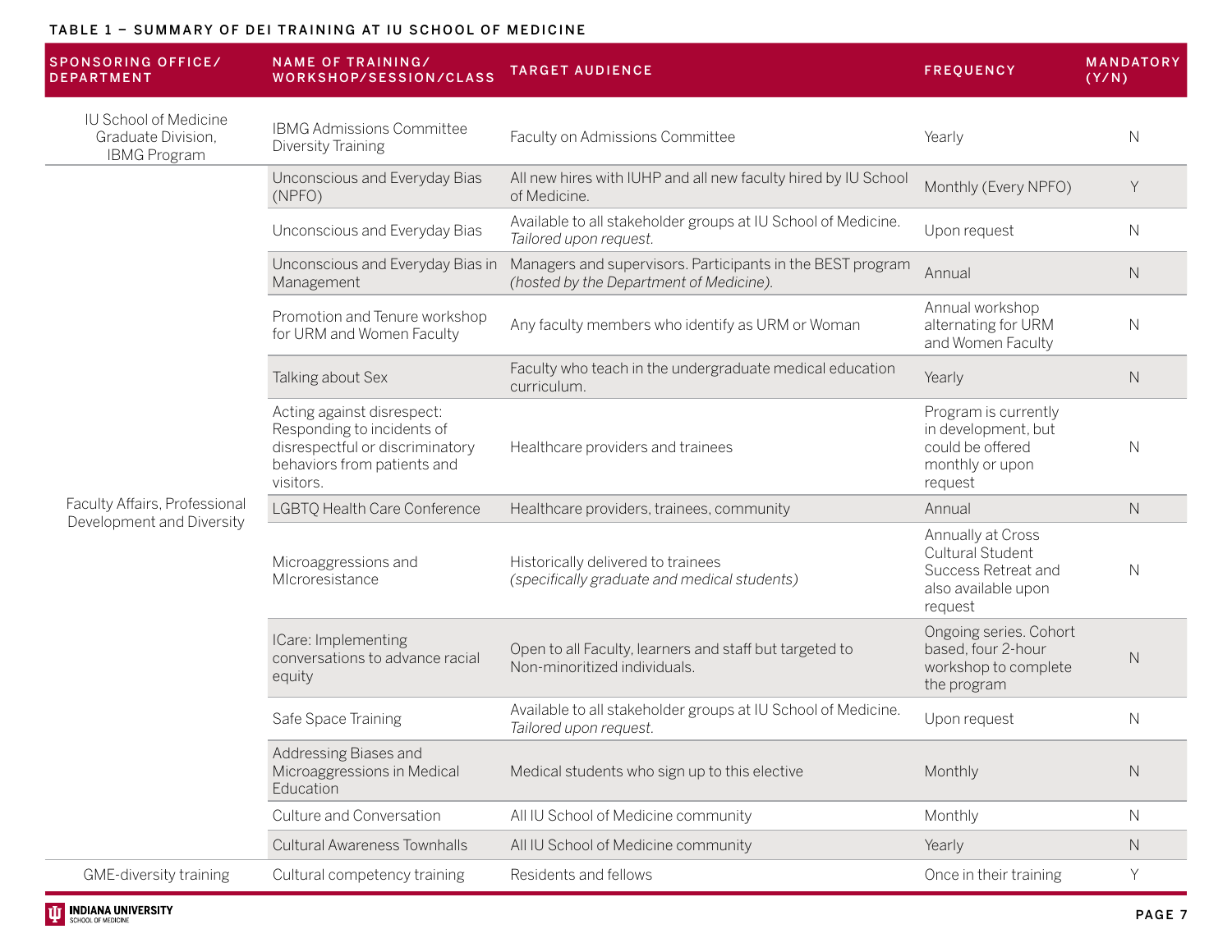TABLE 1 – SUMMARY OF DEI TRAINING AT IU SCHOOL OF MEDICINE

| SPONSORING OFFICE/ DEPARTMENT | NAME OF TRAINING/ WORKSHOP/SESSION/CLASS | TARGET AUDIENCE | FREQUENCY | MANDATORY (Y/N) |
|---|---|---|---|---|
| IU School of Medicine Graduate Division, IBMG Program | IBMG Admissions Committee Diversity Training | Faculty on Admissions Committee | Yearly | N |
| Faculty Affairs, Professional Development and Diversity | Unconscious and Everyday Bias (NPFO) | All new hires with IUHP and all new faculty hired by IU School of Medicine. | Monthly (Every NPFO) | Y |
| | Unconscious and Everyday Bias | Available to all stakeholder groups at IU School of Medicine. *Tailored upon request.* | Upon request | N |
| | Unconscious and Everyday Bias in Management | Managers and supervisors. Participants in the BEST program *(hosted by the Department of Medicine).* | Annual | N |
| | Promotion and Tenure workshop for URM and Women Faculty | Any faculty members who identify as URM or Woman | Annual workshop alternating for URM and Women Faculty | N |
| | Talking about Sex | Faculty who teach in the undergraduate medical education curriculum. | Yearly | N |
| | Acting against disrespect: Responding to incidents of disrespectful or discriminatory behaviors from patients and visitors. | Healthcare providers and trainees | Program is currently in development, but could be offered monthly or upon request | N |
| | LGBTQ Health Care Conference | Healthcare providers, trainees, community | Annual | N |
| | Microaggressions and MIcroresistance | Historically delivered to trainees *(specifically graduate and medical students)* | Annually at Cross Cultural Student Success Retreat and also available upon request | N |
| | ICare: Implementing conversations to advance racial equity | Open to all Faculty, learners and staff but targeted to Non-minoritized individuals. | Ongoing series. Cohort based, four 2-hour workshop to complete the program | N |
| | Safe Space Training | Available to all stakeholder groups at IU School of Medicine. *Tailored upon request.* | Upon request | N |
| | Addressing Biases and Microaggressions in Medical Education | Medical students who sign up to this elective | Monthly | N |
| | Culture and Conversation | All IU School of Medicine community | Monthly | N |
| | Cultural Awareness Townhalls | All IU School of Medicine community | Yearly | N |
| GME-diversity training | Cultural competency training | Residents and fellows | Once in their training | Y |